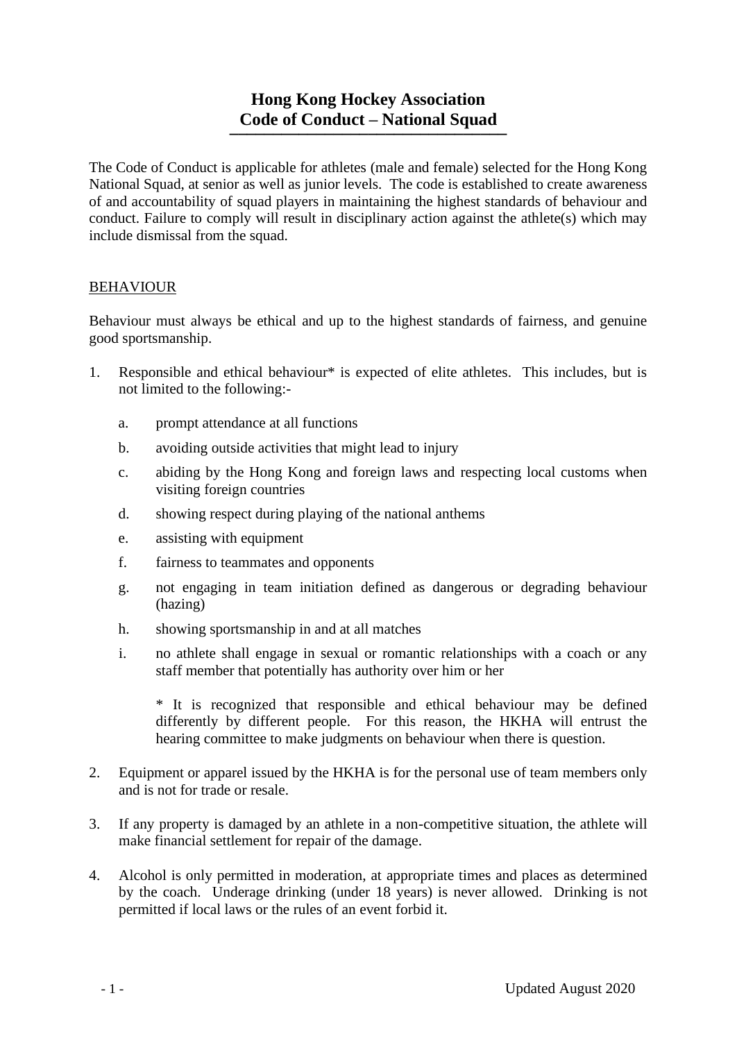# Hong Kong Hockey Association
# Code of Conduct – National Squad

The Code of Conduct is applicable for athletes (male and female) selected for the Hong Kong National Squad, at senior as well as junior levels. The code is established to create awareness of and accountability of squad players in maintaining the highest standards of behaviour and conduct. Failure to comply will result in disciplinary action against the athlete(s) which may include dismissal from the squad.

## BEHAVIOUR

Behaviour must always be ethical and up to the highest standards of fairness, and genuine good sportsmanship.

1. Responsible and ethical behaviour* is expected of elite athletes. This includes, but is not limited to the following:-

   a. prompt attendance at all functions

   b. avoiding outside activities that might lead to injury

   c. abiding by the Hong Kong and foreign laws and respecting local customs when visiting foreign countries

   d. showing respect during playing of the national anthems

   e. assisting with equipment

   f. fairness to teammates and opponents

   g. not engaging in team initiation defined as dangerous or degrading behaviour (hazing)

   h. showing sportsmanship in and at all matches

   i. no athlete shall engage in sexual or romantic relationships with a coach or any staff member that potentially has authority over him or her

   * It is recognized that responsible and ethical behaviour may be defined differently by different people. For this reason, the HKHA will entrust the hearing committee to make judgments on behaviour when there is question.

2. Equipment or apparel issued by the HKHA is for the personal use of team members only and is not for trade or resale.

3. If any property is damaged by an athlete in a non-competitive situation, the athlete will make financial settlement for repair of the damage.

4. Alcohol is only permitted in moderation, at appropriate times and places as determined by the coach. Underage drinking (under 18 years) is never allowed. Drinking is not permitted if local laws or the rules of an event forbid it.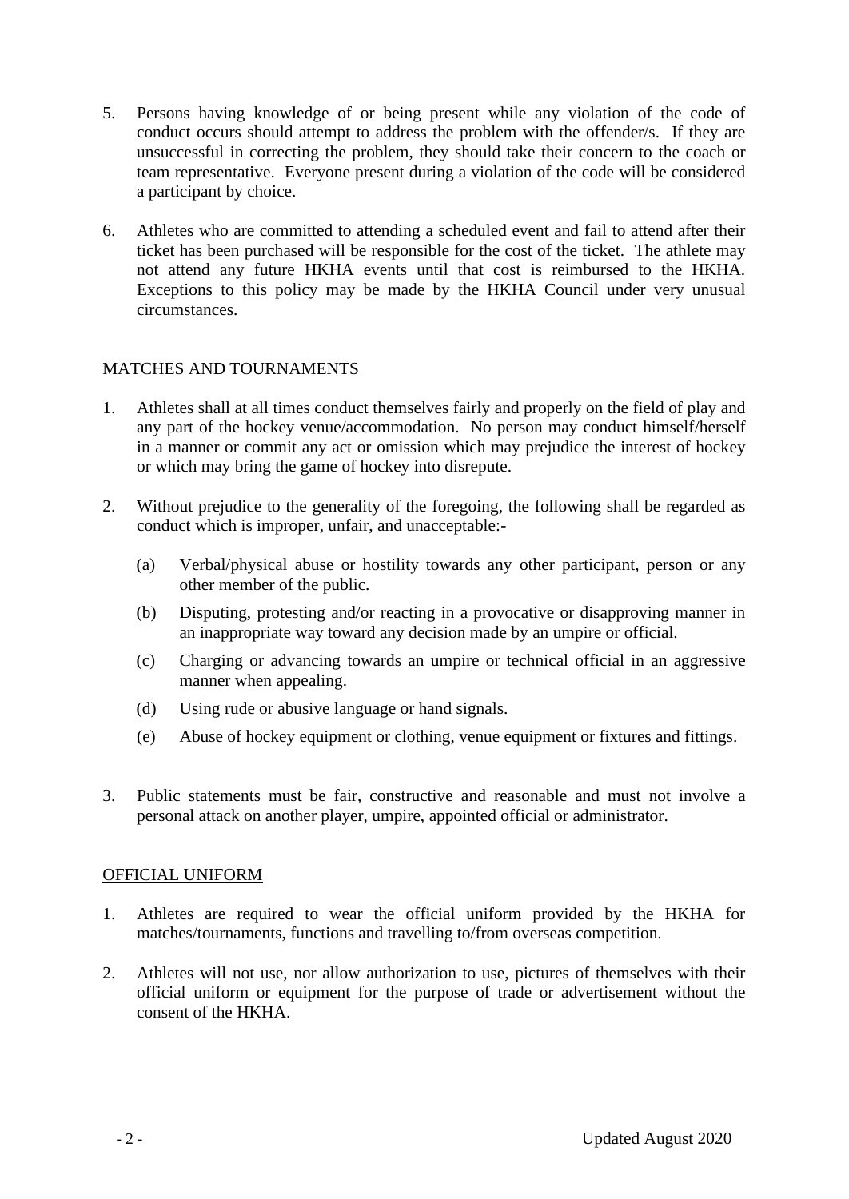5. Persons having knowledge of or being present while any violation of the code of conduct occurs should attempt to address the problem with the offender/s. If they are unsuccessful in correcting the problem, they should take their concern to the coach or team representative. Everyone present during a violation of the code will be considered a participant by choice.

6. Athletes who are committed to attending a scheduled event and fail to attend after their ticket has been purchased will be responsible for the cost of the ticket. The athlete may not attend any future HKHA events until that cost is reimbursed to the HKHA. Exceptions to this policy may be made by the HKHA Council under very unusual circumstances.

## MATCHES AND TOURNAMENTS

1. Athletes shall at all times conduct themselves fairly and properly on the field of play and any part of the hockey venue/accommodation. No person may conduct himself/herself in a manner or commit any act or omission which may prejudice the interest of hockey or which may bring the game of hockey into disrepute.

2. Without prejudice to the generality of the foregoing, the following shall be regarded as conduct which is improper, unfair, and unacceptable:-

   (a) Verbal/physical abuse or hostility towards any other participant, person or any other member of the public.

   (b) Disputing, protesting and/or reacting in a provocative or disapproving manner in an inappropriate way toward any decision made by an umpire or official.

   (c) Charging or advancing towards an umpire or technical official in an aggressive manner when appealing.

   (d) Using rude or abusive language or hand signals.

   (e) Abuse of hockey equipment or clothing, venue equipment or fixtures and fittings.

3. Public statements must be fair, constructive and reasonable and must not involve a personal attack on another player, umpire, appointed official or administrator.

## OFFICIAL UNIFORM

1. Athletes are required to wear the official uniform provided by the HKHA for matches/tournaments, functions and travelling to/from overseas competition.

2. Athletes will not use, nor allow authorization to use, pictures of themselves with their official uniform or equipment for the purpose of trade or advertisement without the consent of the HKHA.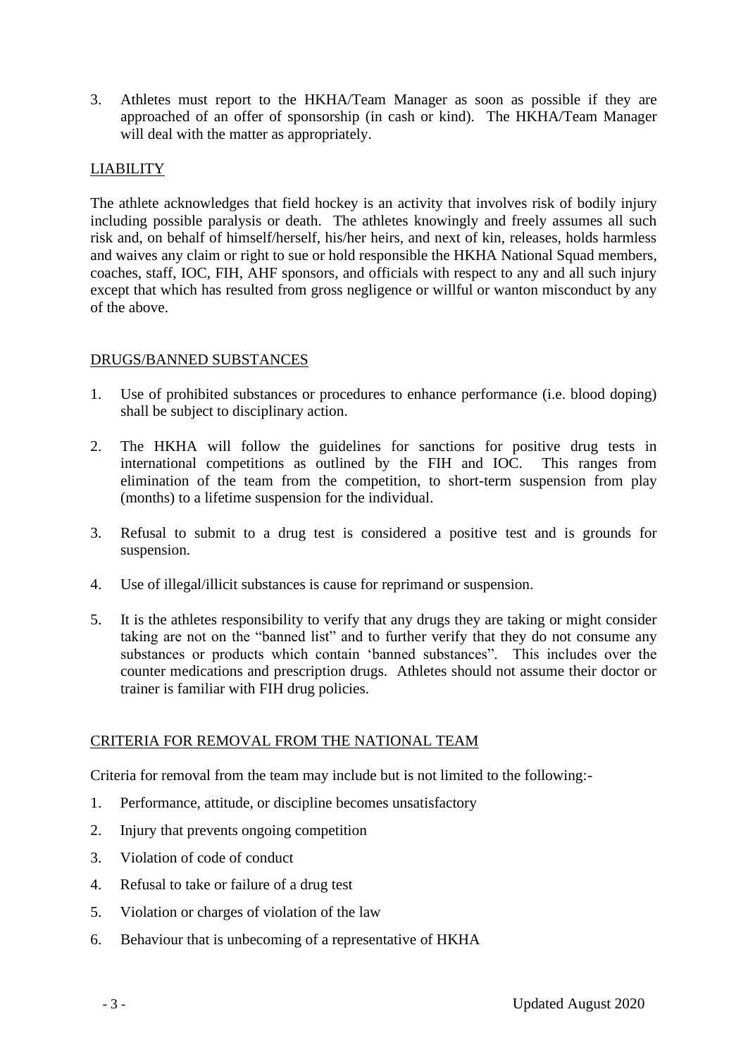3. Athletes must report to the HKHA/Team Manager as soon as possible if they are approached of an offer of sponsorship (in cash or kind). The HKHA/Team Manager will deal with the matter as appropriately.

## LIABILITY

The athlete acknowledges that field hockey is an activity that involves risk of bodily injury including possible paralysis or death. The athletes knowingly and freely assumes all such risk and, on behalf of himself/herself, his/her heirs, and next of kin, releases, holds harmless and waives any claim or right to sue or hold responsible the HKHA National Squad members, coaches, staff, IOC, FIH, AHF sponsors, and officials with respect to any and all such injury except that which has resulted from gross negligence or willful or wanton misconduct by any of the above.

## DRUGS/BANNED SUBSTANCES

1. Use of prohibited substances or procedures to enhance performance (i.e. blood doping) shall be subject to disciplinary action.

2. The HKHA will follow the guidelines for sanctions for positive drug tests in international competitions as outlined by the FIH and IOC. This ranges from elimination of the team from the competition, to short-term suspension from play (months) to a lifetime suspension for the individual.

3. Refusal to submit to a drug test is considered a positive test and is grounds for suspension.

4. Use of illegal/illicit substances is cause for reprimand or suspension.

5. It is the athletes responsibility to verify that any drugs they are taking or might consider taking are not on the "banned list" and to further verify that they do not consume any substances or products which contain 'banned substances". This includes over the counter medications and prescription drugs. Athletes should not assume their doctor or trainer is familiar with FIH drug policies.

## CRITERIA FOR REMOVAL FROM THE NATIONAL TEAM

Criteria for removal from the team may include but is not limited to the following:-

1. Performance, attitude, or discipline becomes unsatisfactory
2. Injury that prevents ongoing competition
3. Violation of code of conduct
4. Refusal to take or failure of a drug test
5. Violation or charges of violation of the law
6. Behaviour that is unbecoming of a representative of HKHA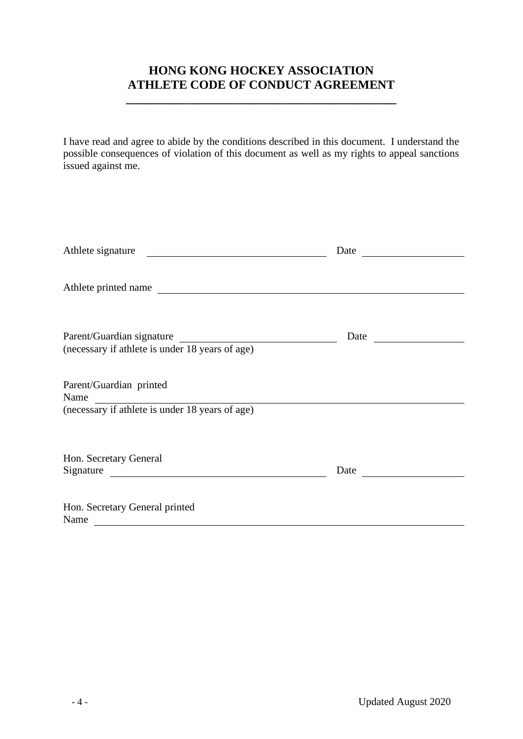# HONG KONG HOCKEY ASSOCIATION
# ATHLETE CODE OF CONDUCT AGREEMENT

I have read and agree to abide by the conditions described in this document. I understand the possible consequences of violation of this document as well as my rights to appeal sanctions issued against me.

Athlete signature ______________________________ Date ________________

Athlete printed name ______________________________________________

Parent/Guardian signature ___________________________ Date ______________
(necessary if athlete is under 18 years of age)

Parent/Guardian printed
Name ______________________________________________
(necessary if athlete is under 18 years of age)

Hon. Secretary General
Signature ______________________________ Date ________________

Hon. Secretary General printed
Name ______________________________________________

Updated August 2020